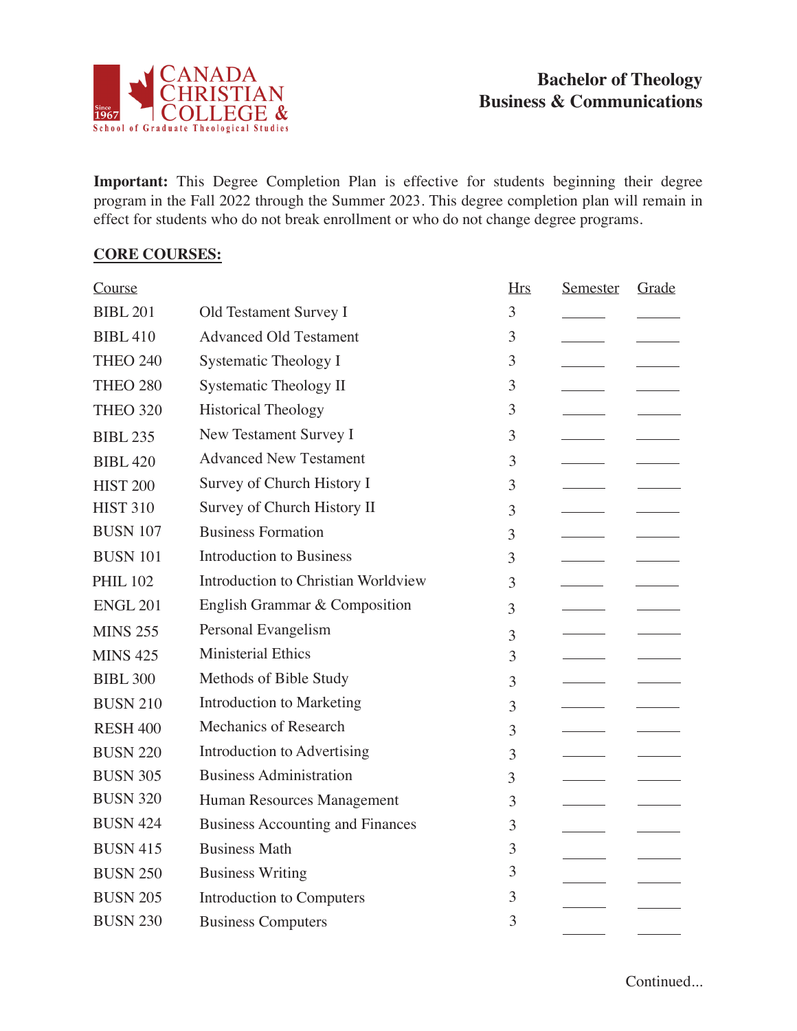CANADA CHRISTIAN COLLEGE & School of Graduate Theological Studies

Since 1967

# Bachelor of Theology
## Business & Communications

**Important:** This Degree Completion Plan is effective for students beginning their degree program in the Fall 2022 through the Summer 2023. This degree completion plan will remain in effect for students who do not break enrollment or who do not change degree programs.

**CORE COURSES:**

| Course | | Hrs | Semester | Grade |
|---|---|---|---|---|
| BIBL 201 | Old Testament Survey I | 3 | ______ | ______ |
| BIBL 410 | Advanced Old Testament | 3 | ______ | ______ |
| THEO 240 | Systematic Theology I | 3 | ______ | ______ |
| THEO 280 | Systematic Theology II | 3 | ______ | ______ |
| THEO 320 | Historical Theology | 3 | ______ | ______ |
| BIBL 235 | New Testament Survey I | 3 | ______ | ______ |
| BIBL 420 | Advanced New Testament | 3 | ______ | ______ |
| HIST 200 | Survey of Church History I | 3 | ______ | ______ |
| HIST 310 | Survey of Church History II | 3 | ______ | ______ |
| BUSN 107 | Business Formation | 3 | ______ | ______ |
| BUSN 101 | Introduction to Business | 3 | ______ | ______ |
| PHIL 102 | Introduction to Christian Worldview | 3 | ______ | ______ |
| ENGL 201 | English Grammar & Composition | 3 | ______ | ______ |
| MINS 255 | Personal Evangelism | 3 | ______ | ______ |
| MINS 425 | Ministerial Ethics | 3 | ______ | ______ |
| BIBL 300 | Methods of Bible Study | 3 | ______ | ______ |
| BUSN 210 | Introduction to Marketing | 3 | ______ | ______ |
| RESH 400 | Mechanics of Research | 3 | ______ | ______ |
| BUSN 220 | Introduction to Advertising | 3 | ______ | ______ |
| BUSN 305 | Business Administration | 3 | ______ | ______ |
| BUSN 320 | Human Resources Management | 3 | ______ | ______ |
| BUSN 424 | Business Accounting and Finances | 3 | ______ | ______ |
| BUSN 415 | Business Math | 3 | ______ | ______ |
| BUSN 250 | Business Writing | 3 | ______ | ______ |
| BUSN 205 | Introduction to Computers | 3 | ______ | ______ |
| BUSN 230 | Business Computers | 3 | ______ | ______ |

Continued...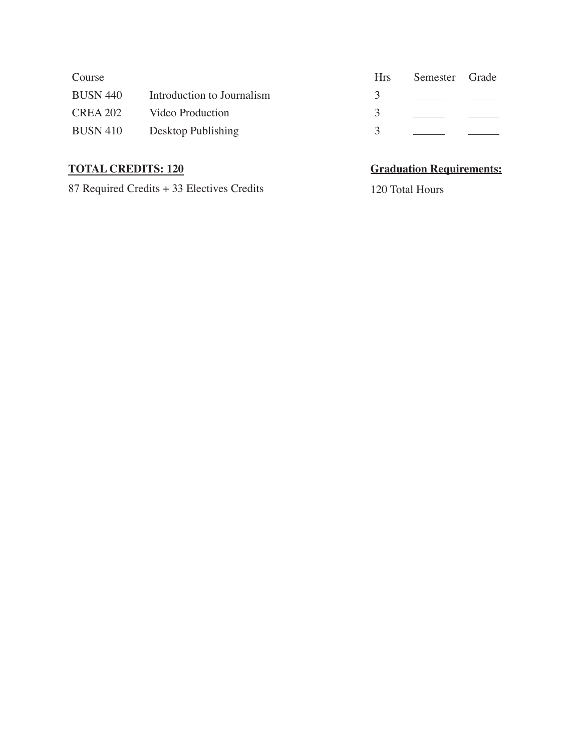| Course | | Hrs | Semester | Grade |
|---|---|---|---|---|
| BUSN 440 | Introduction to Journalism | 3 | ______ | ______ |
| CREA 202 | Video Production | 3 | ______ | ______ |
| BUSN 410 | Desktop Publishing | 3 | ______ | ______ |

**TOTAL CREDITS: 120**

87 Required Credits + 33 Electives Credits

**Graduation Requirements:**

120 Total Hours